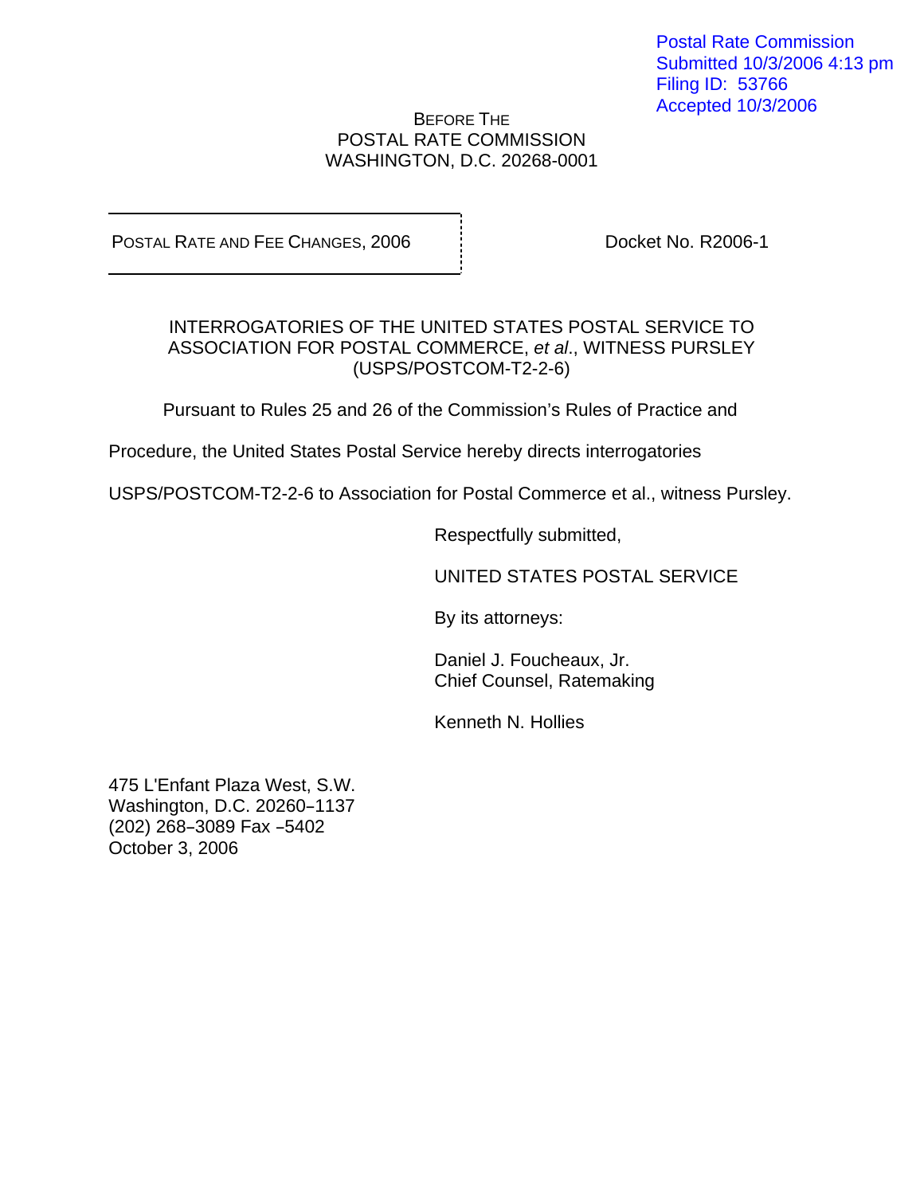Postal Rate Commission
Submitted 10/3/2006 4:13 pm
Filing ID: 53766
Accepted 10/3/2006

BEFORE THE
POSTAL RATE COMMISSION
WASHINGTON, D.C. 20268-0001

POSTAL RATE AND FEE CHANGES, 2006

Docket No. R2006-1

INTERROGATORIES OF THE UNITED STATES POSTAL SERVICE TO ASSOCIATION FOR POSTAL COMMERCE, *et al*., WITNESS PURSLEY (USPS/POSTCOM-T2-2-6)

Pursuant to Rules 25 and 26 of the Commission's Rules of Practice and Procedure, the United States Postal Service hereby directs interrogatories USPS/POSTCOM-T2-2-6 to Association for Postal Commerce et al., witness Pursley.

Respectfully submitted,

UNITED STATES POSTAL SERVICE

By its attorneys:

Daniel J. Foucheaux, Jr.
Chief Counsel, Ratemaking

Kenneth N. Hollies

475 L'Enfant Plaza West, S.W.
Washington, D.C. 20260–1137
(202) 268–3089 Fax –5402
October 3, 2006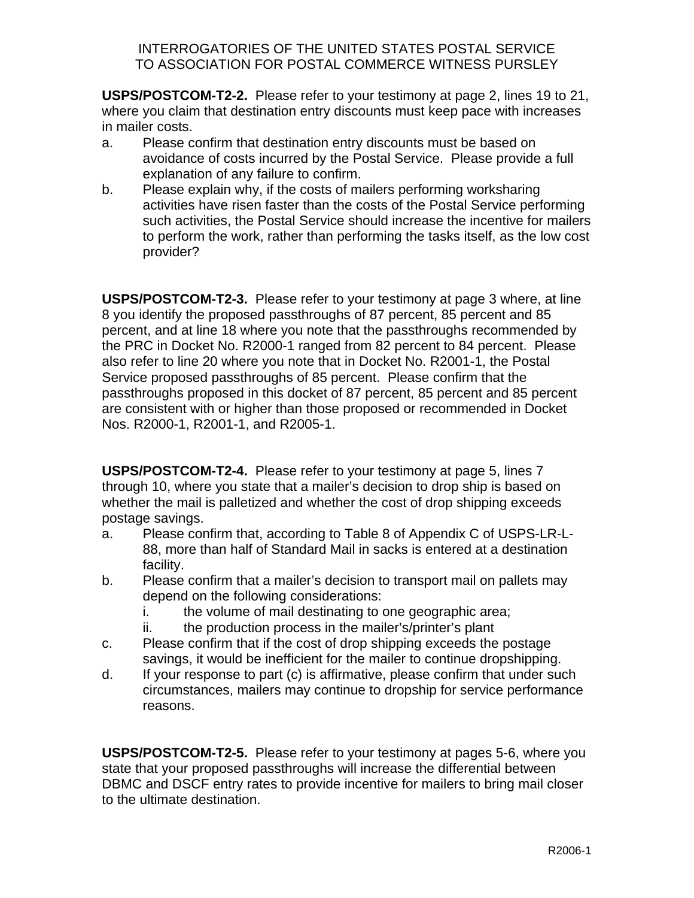INTERROGATORIES OF THE UNITED STATES POSTAL SERVICE
TO ASSOCIATION FOR POSTAL COMMERCE WITNESS PURSLEY

**USPS/POSTCOM-T2-2.** Please refer to your testimony at page 2, lines 19 to 21, where you claim that destination entry discounts must keep pace with increases in mailer costs.

a. Please confirm that destination entry discounts must be based on avoidance of costs incurred by the Postal Service. Please provide a full explanation of any failure to confirm.

b. Please explain why, if the costs of mailers performing worksharing activities have risen faster than the costs of the Postal Service performing such activities, the Postal Service should increase the incentive for mailers to perform the work, rather than performing the tasks itself, as the low cost provider?

**USPS/POSTCOM-T2-3.** Please refer to your testimony at page 3 where, at line 8 you identify the proposed passthroughs of 87 percent, 85 percent and 85 percent, and at line 18 where you note that the passthroughs recommended by the PRC in Docket No. R2000-1 ranged from 82 percent to 84 percent. Please also refer to line 20 where you note that in Docket No. R2001-1, the Postal Service proposed passthroughs of 85 percent. Please confirm that the passthroughs proposed in this docket of 87 percent, 85 percent and 85 percent are consistent with or higher than those proposed or recommended in Docket Nos. R2000-1, R2001-1, and R2005-1.

**USPS/POSTCOM-T2-4.** Please refer to your testimony at page 5, lines 7 through 10, where you state that a mailer's decision to drop ship is based on whether the mail is palletized and whether the cost of drop shipping exceeds postage savings.

a. Please confirm that, according to Table 8 of Appendix C of USPS-LR-L-88, more than half of Standard Mail in sacks is entered at a destination facility.

b. Please confirm that a mailer's decision to transport mail on pallets may depend on the following considerations:
   i. the volume of mail destinating to one geographic area;
   ii. the production process in the mailer's/printer's plant

c. Please confirm that if the cost of drop shipping exceeds the postage savings, it would be inefficient for the mailer to continue dropshipping.

d. If your response to part (c) is affirmative, please confirm that under such circumstances, mailers may continue to dropship for service performance reasons.

**USPS/POSTCOM-T2-5.** Please refer to your testimony at pages 5-6, where you state that your proposed passthroughs will increase the differential between DBMC and DSCF entry rates to provide incentive for mailers to bring mail closer to the ultimate destination.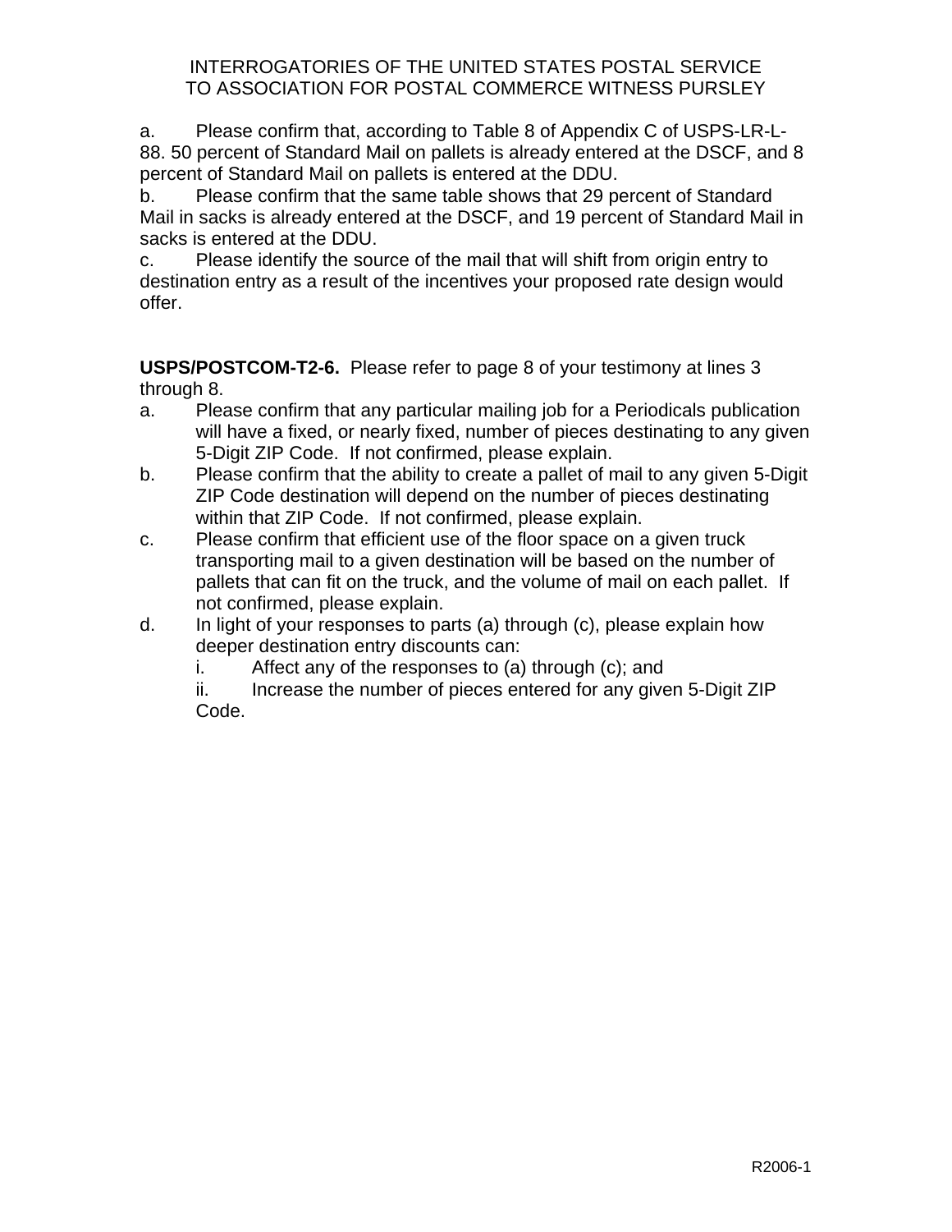a. Please confirm that, according to Table 8 of Appendix C of USPS-LR-L-88. 50 percent of Standard Mail on pallets is already entered at the DSCF, and 8 percent of Standard Mail on pallets is entered at the DDU.

b. Please confirm that the same table shows that 29 percent of Standard Mail in sacks is already entered at the DSCF, and 19 percent of Standard Mail in sacks is entered at the DDU.

c. Please identify the source of the mail that will shift from origin entry to destination entry as a result of the incentives your proposed rate design would offer.

**USPS/POSTCOM-T2-6.** Please refer to page 8 of your testimony at lines 3 through 8.

a. Please confirm that any particular mailing job for a Periodicals publication will have a fixed, or nearly fixed, number of pieces destinating to any given 5-Digit ZIP Code. If not confirmed, please explain.

b. Please confirm that the ability to create a pallet of mail to any given 5-Digit ZIP Code destination will depend on the number of pieces destinating within that ZIP Code. If not confirmed, please explain.

c. Please confirm that efficient use of the floor space on a given truck transporting mail to a given destination will be based on the number of pallets that can fit on the truck, and the volume of mail on each pallet. If not confirmed, please explain.

d. In light of your responses to parts (a) through (c), please explain how deeper destination entry discounts can:

   i. Affect any of the responses to (a) through (c); and

   ii. Increase the number of pieces entered for any given 5-Digit ZIP Code.